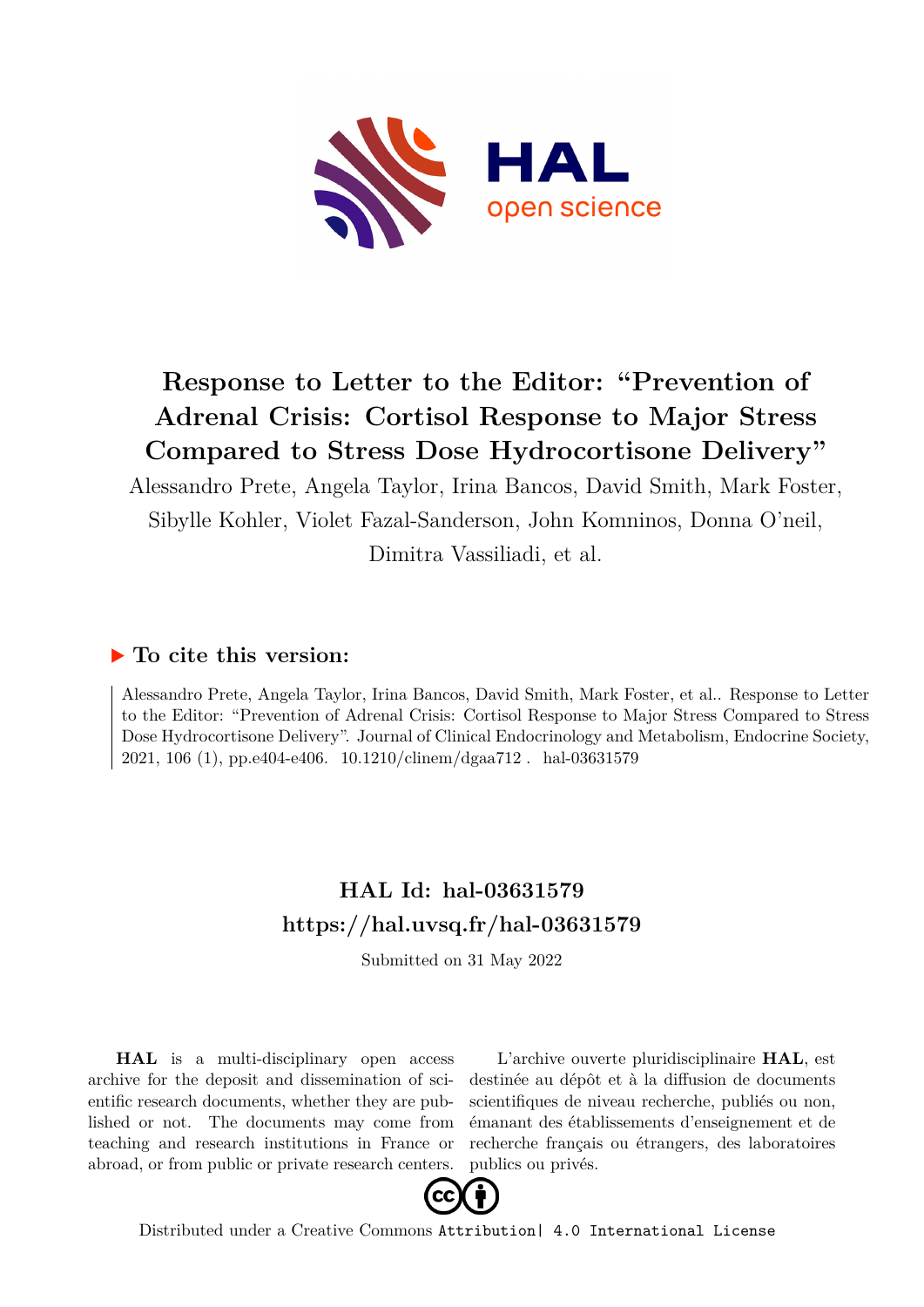# Response to Letter to the Editor: "Prevention of Adrenal Crisis: Cortisol Response to Major Stress Compared to Stress Dose Hydrocortisone Delivery"

Alessandro Prete, Angela Taylor, Irina Bancos, David Smith, Mark Foster, Sibylle Kohler, Violet Fazal-Sanderson, John Komninos, Donna O'neil, Dimitra Vassiliadi, et al.

## ▶ To cite this version:

Alessandro Prete, Angela Taylor, Irina Bancos, David Smith, Mark Foster, et al.. Response to Letter to the Editor: "Prevention of Adrenal Crisis: Cortisol Response to Major Stress Compared to Stress Dose Hydrocortisone Delivery". Journal of Clinical Endocrinology and Metabolism, Endocrine Society, 2021, 106 (1), pp.e404-e406. 10.1210/clinem/dgaa712. hal-03631579

## HAL Id: hal-03631579
## https://hal.uvsq.fr/hal-03631579

Submitted on 31 May 2022

**HAL** is a multi-disciplinary open access archive for the deposit and dissemination of scientific research documents, whether they are published or not. The documents may come from teaching and research institutions in France or abroad, or from public or private research centers.

L'archive ouverte pluridisciplinaire **HAL**, est destinée au dépôt et à la diffusion de documents scientifiques de niveau recherche, publiés ou non, émanant des établissements d'enseignement et de recherche français ou étrangers, des laboratoires publics ou privés.

Distributed under a Creative Commons Attribution| 4.0 International License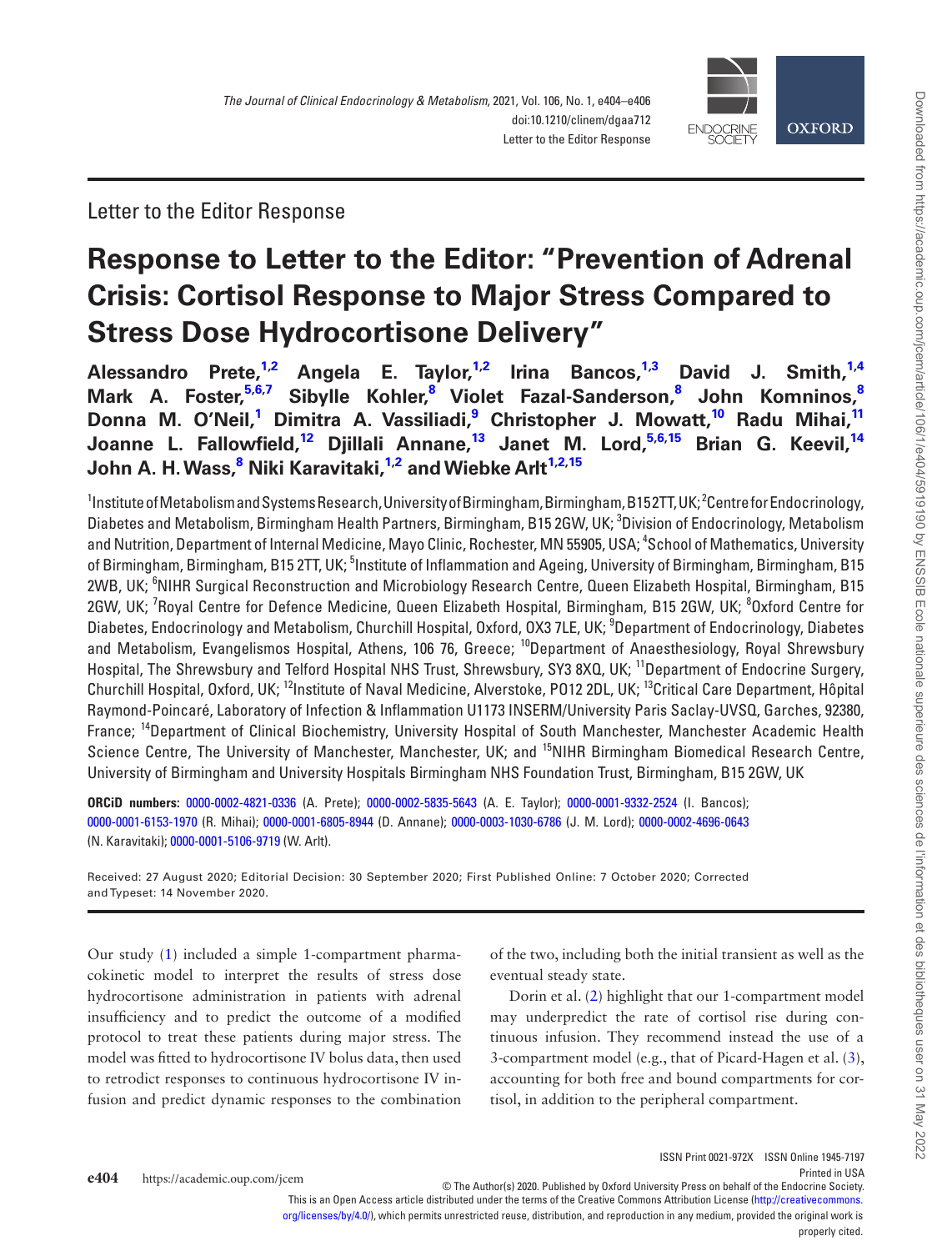Letter to the Editor Response

# Response to Letter to the Editor: "Prevention of Adrenal Crisis: Cortisol Response to Major Stress Compared to Stress Dose Hydrocortisone Delivery"

**Alessandro Prete,[1,2] Angela E. Taylor,[1,2] Irina Bancos,[1,3] David J. Smith,[1,4] Mark A. Foster,[5,6,7] Sibylle Kohler,[8] Violet Fazal-Sanderson,[8] John Komninos,[8] Donna M. O'Neil,[1] Dimitra A. Vassiliadi,[9] Christopher J. Mowatt,[10] Radu Mihai,[11] Joanne L. Fallowfield,[12] Djillali Annane,[13] Janet M. Lord,[5,6,15] Brian G. Keevil,[14] John A. H. Wass,[8] Niki Karavitaki,[1,2] and Wiebke Arlt[1,2,15]**

[1]Institute of Metabolism and Systems Research, University of Birmingham, Birmingham, B15 2TT, UK; [2]Centre for Endocrinology, Diabetes and Metabolism, Birmingham Health Partners, Birmingham, B15 2GW, UK; [3]Division of Endocrinology, Metabolism and Nutrition, Department of Internal Medicine, Mayo Clinic, Rochester, MN 55905, USA; [4]School of Mathematics, University of Birmingham, Birmingham, B15 2TT, UK; [5]Institute of Inflammation and Ageing, University of Birmingham, Birmingham, B15 2WB, UK; [6]NIHR Surgical Reconstruction and Microbiology Research Centre, Queen Elizabeth Hospital, Birmingham, B15 2GW, UK; [7]Royal Centre for Defence Medicine, Queen Elizabeth Hospital, Birmingham, B15 2GW, UK; [8]Oxford Centre for Diabetes, Endocrinology and Metabolism, Churchill Hospital, Oxford, OX3 7LE, UK; [9]Department of Endocrinology, Diabetes and Metabolism, Evangelismos Hospital, Athens, 106 76, Greece; [10]Department of Anaesthesiology, Royal Shrewsbury Hospital, The Shrewsbury and Telford Hospital NHS Trust, Shrewsbury, SY3 8XQ, UK; [11]Department of Endocrine Surgery, Churchill Hospital, Oxford, UK; [12]Institute of Naval Medicine, Alverstoke, PO12 2DL, UK; [13]Critical Care Department, Hôpital Raymond-Poincaré, Laboratory of Infection & Inflammation U1173 INSERM/University Paris Saclay-UVSQ, Garches, 92380, France; [14]Department of Clinical Biochemistry, University Hospital of South Manchester, Manchester Academic Health Science Centre, The University of Manchester, Manchester, UK; and [15]NIHR Birmingham Biomedical Research Centre, University of Birmingham and University Hospitals Birmingham NHS Foundation Trust, Birmingham, B15 2GW, UK

**ORCiD numbers:** 0000-0002-4821-0336 (A. Prete); 0000-0002-5835-5643 (A. E. Taylor); 0000-0001-9332-2524 (I. Bancos); 0000-0001-6153-1970 (R. Mihai); 0000-0001-6805-8944 (D. Annane); 0000-0003-1030-6786 (J. M. Lord); 0000-0002-4696-0643 (N. Karavitaki); 0000-0001-5106-9719 (W. Arlt).

Received: 27 August 2020; Editorial Decision: 30 September 2020; First Published Online: 7 October 2020; Corrected and Typeset: 14 November 2020.

Our study (1) included a simple 1-compartment pharmacokinetic model to interpret the results of stress dose hydrocortisone administration in patients with adrenal insufficiency and to predict the outcome of a modified protocol to treat these patients during major stress. The model was fitted to hydrocortisone IV bolus data, then used to retrodict responses to continuous hydrocortisone IV infusion and predict dynamic responses to the combination of the two, including both the initial transient as well as the eventual steady state.

Dorin et al. (2) highlight that our 1-compartment model may underpredict the rate of cortisol rise during continuous infusion. They recommend instead the use of a 3-compartment model (e.g., that of Picard-Hagen et al. (3), accounting for both free and bound compartments for cortisol, in addition to the peripheral compartment.

ISSN Print 0021-972X ISSN Online 1945-7197
Printed in USA

© The Author(s) 2020. Published by Oxford University Press on behalf of the Endocrine Society.
This is an Open Access article distributed under the terms of the Creative Commons Attribution License (http://creativecommons.org/licenses/by/4.0/), which permits unrestricted reuse, distribution, and reproduction in any medium, provided the original work is properly cited.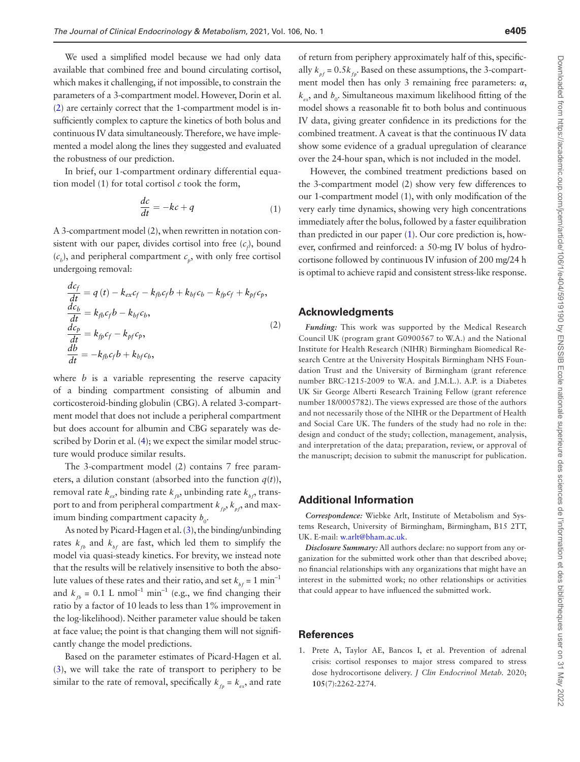We used a simplified model because we had only data available that combined free and bound circulating cortisol, which makes it challenging, if not impossible, to constrain the parameters of a 3-compartment model. However, Dorin et al. (2) are certainly correct that the 1-compartment model is insufficiently complex to capture the kinetics of both bolus and continuous IV data simultaneously. Therefore, we have implemented a model along the lines they suggested and evaluated the robustness of our prediction.

In brief, our 1-compartment ordinary differential equation model (1) for total cortisol $c$ took the form,

$$\frac{dc}{dt} = -kc + q \tag{1}$$

A 3-compartment model (2), when rewritten in notation consistent with our paper, divides cortisol into free ($c_f$), bound ($c_b$), and peripheral compartment $c_p$, with only free cortisol undergoing removal:

$$\begin{aligned}
\frac{dc_f}{dt} &= q(t) - k_{ex}c_f - k_{fb}c_f b + k_{bf}c_b - k_{fp}c_f + k_{pf}c_p, \\
\frac{dc_b}{dt} &= k_{fb}c_f b - k_{bf}c_b, \\
\frac{dc_p}{dt} &= k_{fp}c_f - k_{pf}c_p, \\
\frac{db}{dt} &= -k_{fb}c_f b + k_{bf}c_b,
\end{aligned} \tag{2}$$

where $b$ is a variable representing the reserve capacity of a binding compartment consisting of albumin and corticosteroid-binding globulin (CBG). A related 3-compartment model that does not include a peripheral compartment but does account for albumin and CBG separately was described by Dorin et al. (4); we expect the similar model structure would produce similar results.

The 3-compartment model (2) contains 7 free parameters, a dilution constant (absorbed into the function $q(t)$), removal rate $k_{ex}$, binding rate $k_{fb}$, unbinding rate $k_{bf}$, transport to and from peripheral compartment $k_{fp}$, $k_{pf}$, and maximum binding compartment capacity $b_0$.

As noted by Picard-Hagen et al. (3), the binding/unbinding rates $k_{fb}$ and $k_{bf}$ are fast, which led them to simplify the model via quasi-steady kinetics. For brevity, we instead note that the results will be relatively insensitive to both the absolute values of these rates and their ratio, and set $k_{bf} = 1\ \text{min}^{-1}$ and $k_{fb} = 0.1\ \text{L nmol}^{-1}\ \text{min}^{-1}$ (e.g., we find changing their ratio by a factor of 10 leads to less than 1% improvement in the log-likelihood). Neither parameter value should be taken at face value; the point is that changing them will not significantly change the model predictions.

Based on the parameter estimates of Picard-Hagen et al. (3), we will take the rate of transport to periphery to be similar to the rate of removal, specifically $k_{fp} = k_{ex}$, and rate of return from periphery approximately half of this, specifically $k_{pf} = 0.5k_{fp}$. Based on these assumptions, the 3-compartment model then has only 3 remaining free parameters: $\alpha$, $k_{ex}$, and $b_0$. Simultaneous maximum likelihood fitting of the model shows a reasonable fit to both bolus and continuous IV data, giving greater confidence in its predictions for the combined treatment. A caveat is that the continuous IV data show some evidence of a gradual upregulation of clearance over the 24-hour span, which is not included in the model.

However, the combined treatment predictions based on the 3-compartment model (2) show very few differences to our 1-compartment model (1), with only modification of the very early time dynamics, showing very high concentrations immediately after the bolus, followed by a faster equilibration than predicted in our paper (1). Our core prediction is, however, confirmed and reinforced: a 50-mg IV bolus of hydrocortisone followed by continuous IV infusion of 200 mg/24 h is optimal to achieve rapid and consistent stress-like response.

## Acknowledgments

***Funding:*** This work was supported by the Medical Research Council UK (program grant G0900567 to W.A.) and the National Institute for Health Research (NIHR) Birmingham Biomedical Research Centre at the University Hospitals Birmingham NHS Foundation Trust and the University of Birmingham (grant reference number BRC-1215-2009 to W.A. and J.M.L.). A.P. is a Diabetes UK Sir George Alberti Research Training Fellow (grant reference number 18/0005782). The views expressed are those of the authors and not necessarily those of the NIHR or the Department of Health and Social Care UK. The funders of the study had no role in the: design and conduct of the study; collection, management, analysis, and interpretation of the data; preparation, review, or approval of the manuscript; decision to submit the manuscript for publication.

## Additional Information

***Correspondence:*** Wiebke Arlt, Institute of Metabolism and Systems Research, University of Birmingham, Birmingham, B15 2TT, UK. E-mail: w.arlt@bham.ac.uk.

***Disclosure Summary:*** All authors declare: no support from any organization for the submitted work other than that described above; no financial relationships with any organizations that might have an interest in the submitted work; no other relationships or activities that could appear to have influenced the submitted work.

## References

1. Prete A, Taylor AE, Bancos I, et al. Prevention of adrenal crisis: cortisol responses to major stress compared to stress dose hydrocortisone delivery. *J Clin Endocrinol Metab.* 2020; **105**(7):2262-2274.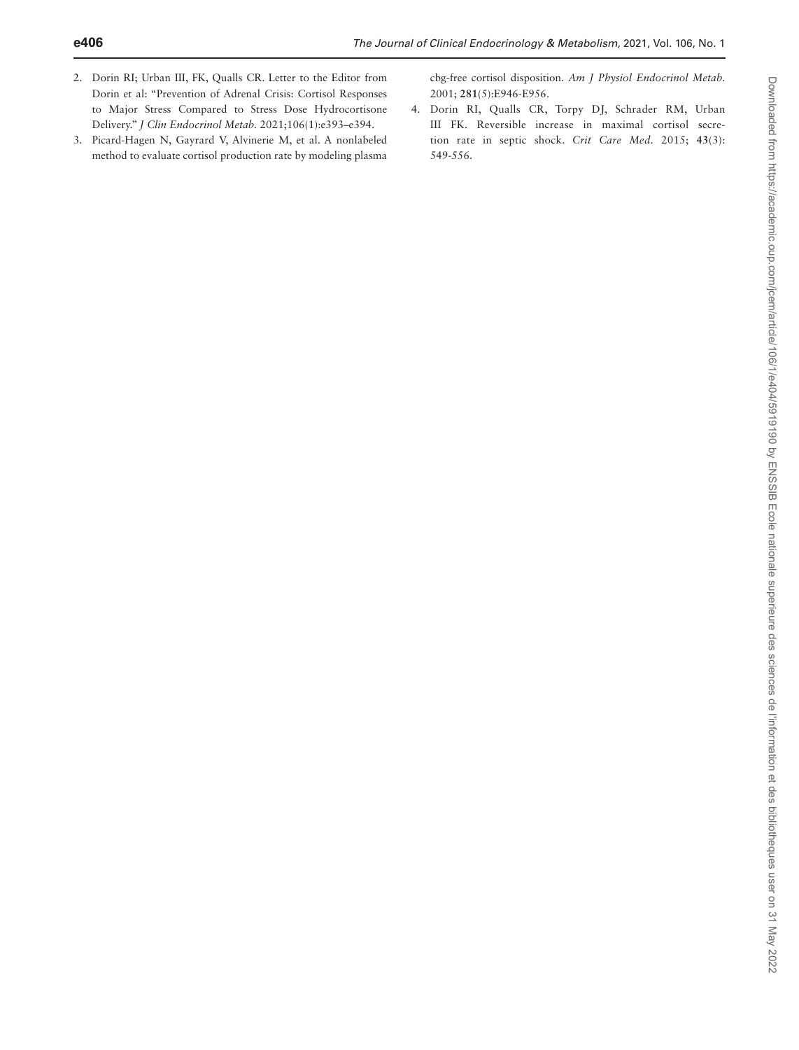2. Dorin RI; Urban III, FK, Qualls CR. Letter to the Editor from Dorin et al: "Prevention of Adrenal Crisis: Cortisol Responses to Major Stress Compared to Stress Dose Hydrocortisone Delivery." *J Clin Endocrinol Metab*. 2021;106(1):e393–e394.
3. Picard-Hagen N, Gayrard V, Alvinerie M, et al. A nonlabeled method to evaluate cortisol production rate by modeling plasma cbg-free cortisol disposition. *Am J Physiol Endocrinol Metab*. 2001; **281**(5):E946-E956.
4. Dorin RI, Qualls CR, Torpy DJ, Schrader RM, Urban III FK. Reversible increase in maximal cortisol secretion rate in septic shock. *Crit Care Med*. 2015; **43**(3): 549-556.